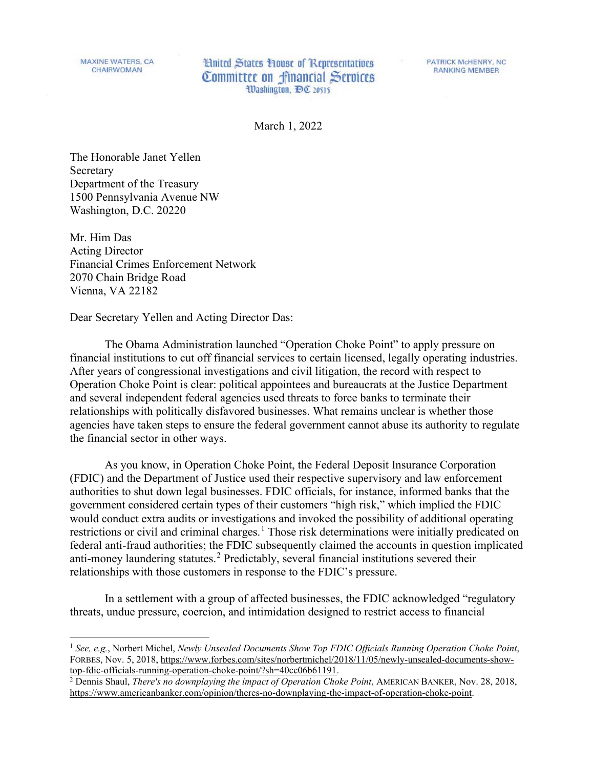MAXINE WATERS, CA
CHAIRWOMAN

United States House of Representatives
Committee on Financial Services
Washington, DC 20515

PATRICK McHENRY, NC
RANKING MEMBER

March 1, 2022

The Honorable Janet Yellen
Secretary
Department of the Treasury
1500 Pennsylvania Avenue NW
Washington, D.C. 20220

Mr. Him Das
Acting Director
Financial Crimes Enforcement Network
2070 Chain Bridge Road
Vienna, VA 22182

Dear Secretary Yellen and Acting Director Das:

The Obama Administration launched "Operation Choke Point" to apply pressure on financial institutions to cut off financial services to certain licensed, legally operating industries. After years of congressional investigations and civil litigation, the record with respect to Operation Choke Point is clear: political appointees and bureaucrats at the Justice Department and several independent federal agencies used threats to force banks to terminate their relationships with politically disfavored businesses. What remains unclear is whether those agencies have taken steps to ensure the federal government cannot abuse its authority to regulate the financial sector in other ways.

As you know, in Operation Choke Point, the Federal Deposit Insurance Corporation (FDIC) and the Department of Justice used their respective supervisory and law enforcement authorities to shut down legal businesses. FDIC officials, for instance, informed banks that the government considered certain types of their customers "high risk," which implied the FDIC would conduct extra audits or investigations and invoked the possibility of additional operating restrictions or civil and criminal charges.[1] Those risk determinations were initially predicated on federal anti-fraud authorities; the FDIC subsequently claimed the accounts in question implicated anti-money laundering statutes.[2] Predictably, several financial institutions severed their relationships with those customers in response to the FDIC's pressure.

In a settlement with a group of affected businesses, the FDIC acknowledged "regulatory threats, undue pressure, coercion, and intimidation designed to restrict access to financial

---

[1] *See, e.g.*, Norbert Michel, *Newly Unsealed Documents Show Top FDIC Officials Running Operation Choke Point*, FORBES, Nov. 5, 2018, https://www.forbes.com/sites/norbertmichel/2018/11/05/newly-unsealed-documents-show-top-fdic-officials-running-operation-choke-point/?sh=40cc06b61191.

[2] Dennis Shaul, *There's no downplaying the impact of Operation Choke Point*, AMERICAN BANKER, Nov. 28, 2018, https://www.americanbanker.com/opinion/theres-no-downplaying-the-impact-of-operation-choke-point.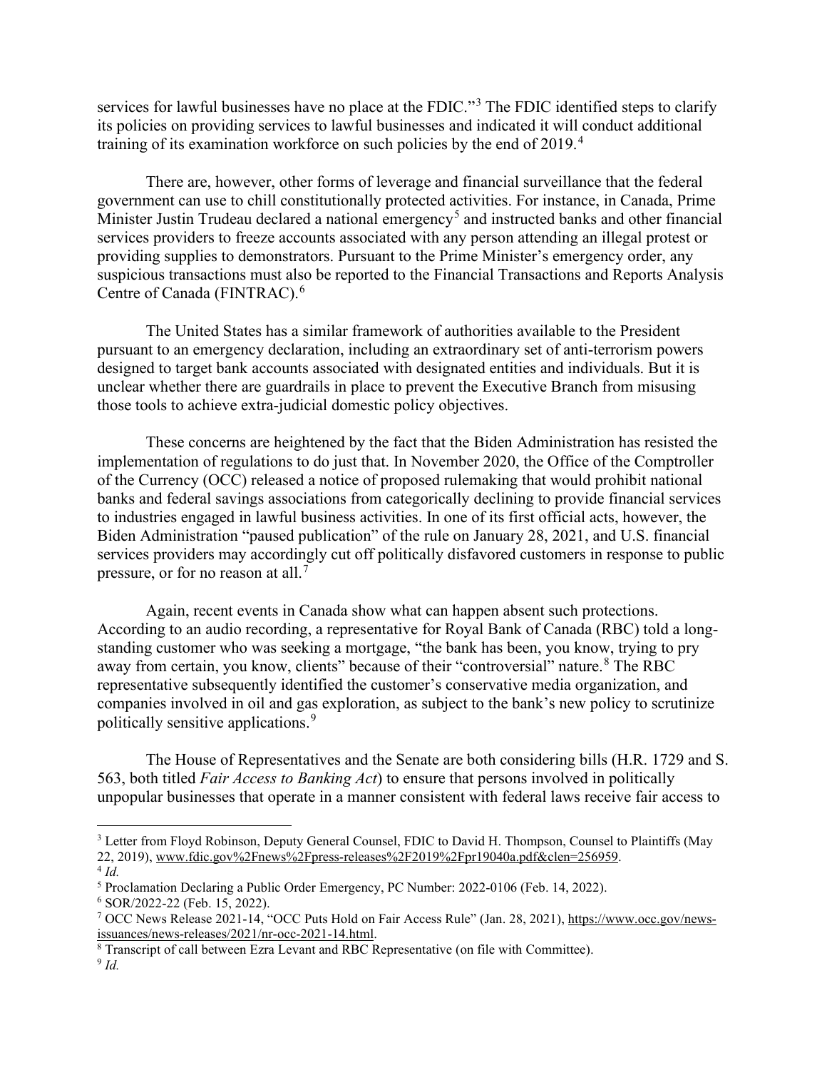services for lawful businesses have no place at the FDIC."[3] The FDIC identified steps to clarify its policies on providing services to lawful businesses and indicated it will conduct additional training of its examination workforce on such policies by the end of 2019.[4]

There are, however, other forms of leverage and financial surveillance that the federal government can use to chill constitutionally protected activities. For instance, in Canada, Prime Minister Justin Trudeau declared a national emergency[5] and instructed banks and other financial services providers to freeze accounts associated with any person attending an illegal protest or providing supplies to demonstrators. Pursuant to the Prime Minister's emergency order, any suspicious transactions must also be reported to the Financial Transactions and Reports Analysis Centre of Canada (FINTRAC).[6]

The United States has a similar framework of authorities available to the President pursuant to an emergency declaration, including an extraordinary set of anti-terrorism powers designed to target bank accounts associated with designated entities and individuals. But it is unclear whether there are guardrails in place to prevent the Executive Branch from misusing those tools to achieve extra-judicial domestic policy objectives.

These concerns are heightened by the fact that the Biden Administration has resisted the implementation of regulations to do just that. In November 2020, the Office of the Comptroller of the Currency (OCC) released a notice of proposed rulemaking that would prohibit national banks and federal savings associations from categorically declining to provide financial services to industries engaged in lawful business activities. In one of its first official acts, however, the Biden Administration "paused publication" of the rule on January 28, 2021, and U.S. financial services providers may accordingly cut off politically disfavored customers in response to public pressure, or for no reason at all.[7]

Again, recent events in Canada show what can happen absent such protections. According to an audio recording, a representative for Royal Bank of Canada (RBC) told a long-standing customer who was seeking a mortgage, "the bank has been, you know, trying to pry away from certain, you know, clients" because of their "controversial" nature.[8] The RBC representative subsequently identified the customer's conservative media organization, and companies involved in oil and gas exploration, as subject to the bank's new policy to scrutinize politically sensitive applications.[9]

The House of Representatives and the Senate are both considering bills (H.R. 1729 and S. 563, both titled *Fair Access to Banking Act*) to ensure that persons involved in politically unpopular businesses that operate in a manner consistent with federal laws receive fair access to

---

[3] Letter from Floyd Robinson, Deputy General Counsel, FDIC to David H. Thompson, Counsel to Plaintiffs (May 22, 2019), www.fdic.gov%2Fnews%2Fpress-releases%2F2019%2Fpr19040a.pdf&clen=256959.

[4] *Id.*

[5] Proclamation Declaring a Public Order Emergency, PC Number: 2022-0106 (Feb. 14, 2022).

[6] SOR/2022-22 (Feb. 15, 2022).

[7] OCC News Release 2021-14, "OCC Puts Hold on Fair Access Rule" (Jan. 28, 2021), https://www.occ.gov/news-issuances/news-releases/2021/nr-occ-2021-14.html.

[8] Transcript of call between Ezra Levant and RBC Representative (on file with Committee).

[9] *Id.*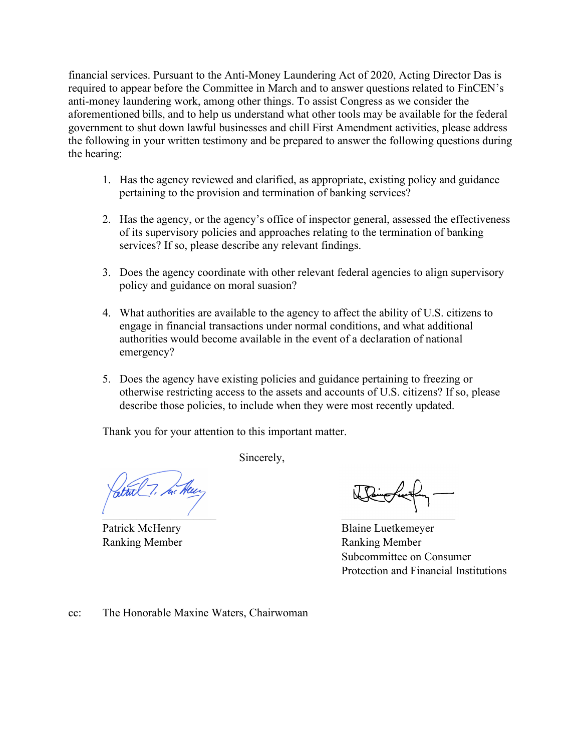financial services. Pursuant to the Anti-Money Laundering Act of 2020, Acting Director Das is required to appear before the Committee in March and to answer questions related to FinCEN's anti-money laundering work, among other things. To assist Congress as we consider the aforementioned bills, and to help us understand what other tools may be available for the federal government to shut down lawful businesses and chill First Amendment activities, please address the following in your written testimony and be prepared to answer the following questions during the hearing:

1. Has the agency reviewed and clarified, as appropriate, existing policy and guidance pertaining to the provision and termination of banking services?

2. Has the agency, or the agency's office of inspector general, assessed the effectiveness of its supervisory policies and approaches relating to the termination of banking services? If so, please describe any relevant findings.

3. Does the agency coordinate with other relevant federal agencies to align supervisory policy and guidance on moral suasion?

4. What authorities are available to the agency to affect the ability of U.S. citizens to engage in financial transactions under normal conditions, and what additional authorities would become available in the event of a declaration of national emergency?

5. Does the agency have existing policies and guidance pertaining to freezing or otherwise restricting access to the assets and accounts of U.S. citizens? If so, please describe those policies, to include when they were most recently updated.

Thank you for your attention to this important matter.

Sincerely,

Patrick McHenry
Ranking Member

Blaine Luetkemeyer
Ranking Member
Subcommittee on Consumer Protection and Financial Institutions

cc: The Honorable Maxine Waters, Chairwoman